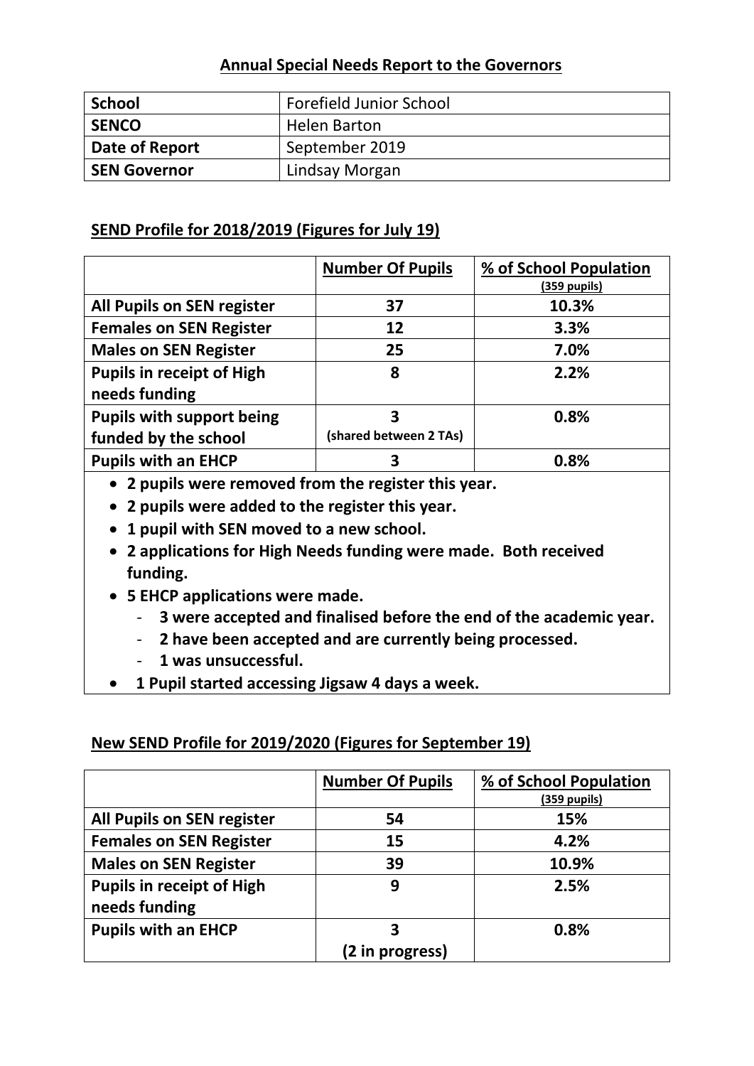# Annual Special Needs Report to the Governors

| **School** | Forefield Junior School |
|---|---|
| **SENCO** | Helen Barton |
| **Date of Report** | September 2019 |
| **SEN Governor** | Lindsay Morgan |

## SEND Profile for 2018/2019 (Figures for July 19)

| | **Number Of Pupils** | **% of School Population (359 pupils)** |
|---|---|---|
| **All Pupils on SEN register** | **37** | **10.3%** |
| **Females on SEN Register** | **12** | **3.3%** |
| **Males on SEN Register** | **25** | **7.0%** |
| **Pupils in receipt of High needs funding** | **8** | **2.2%** |
| **Pupils with support being funded by the school** | **3 (shared between 2 TAs)** | **0.8%** |
| **Pupils with an EHCP** | **3** | **0.8%** |

- **2 pupils were removed from the register this year.**
- **2 pupils were added to the register this year.**
- **1 pupil with SEN moved to a new school.**
- **2 applications for High Needs funding were made. Both received funding.**
- **5 EHCP applications were made.**
  - **3 were accepted and finalised before the end of the academic year.**
  - **2 have been accepted and are currently being processed.**
  - **1 was unsuccessful.**
- **1 Pupil started accessing Jigsaw 4 days a week.**

## New SEND Profile for 2019/2020 (Figures for September 19)

| | **Number Of Pupils** | **% of School Population (359 pupils)** |
|---|---|---|
| **All Pupils on SEN register** | **54** | **15%** |
| **Females on SEN Register** | **15** | **4.2%** |
| **Males on SEN Register** | **39** | **10.9%** |
| **Pupils in receipt of High needs funding** | **9** | **2.5%** |
| **Pupils with an EHCP** | **3 (2 in progress)** | **0.8%** |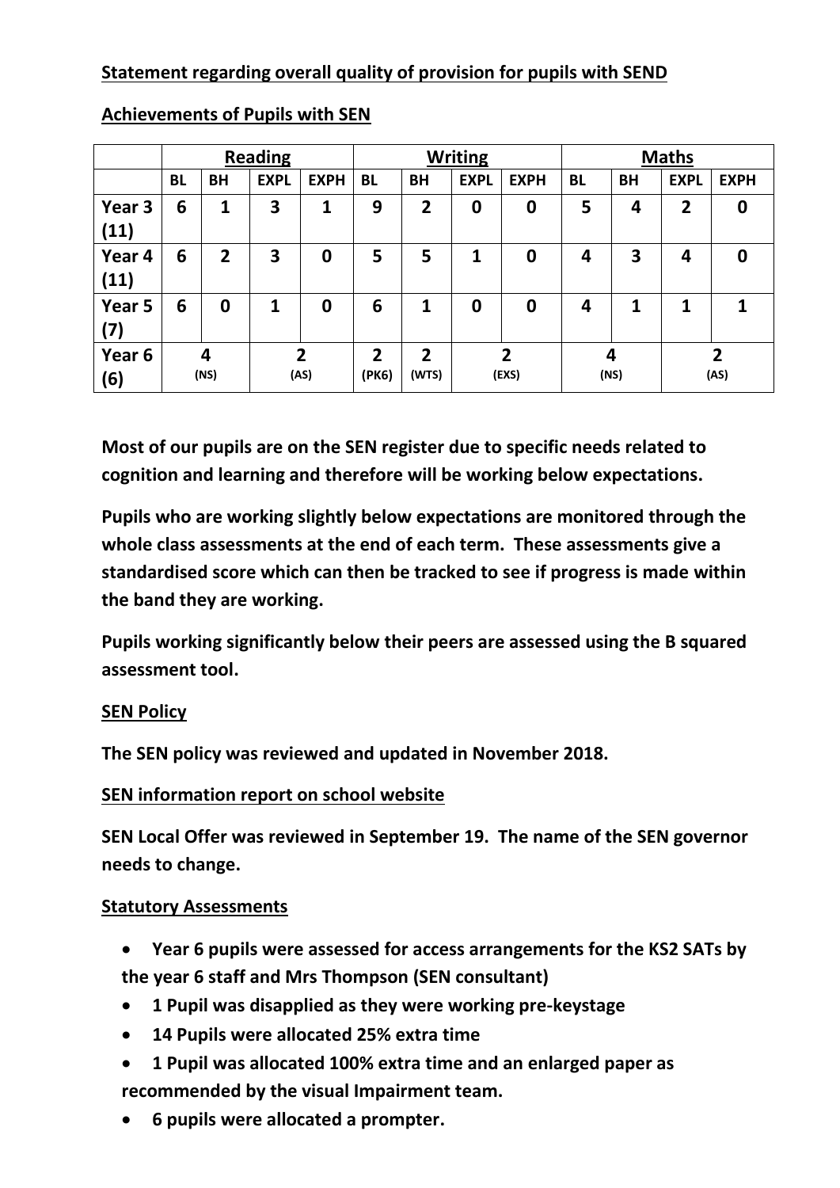## Statement regarding overall quality of provision for pupils with SEND

## Achievements of Pupils with SEN

| | Reading | | | | Writing | | | | Maths | | | |
|---|---|---|---|---|---|---|---|---|---|---|---|---|
| | BL | BH | EXPL | EXPH | BL | BH | EXPL | EXPH | BL | BH | EXPL | EXPH |
| Year 3 (11) | 6 | 1 | 3 | 1 | 9 | 2 | 0 | 0 | 5 | 4 | 2 | 0 |
| Year 4 (11) | 6 | 2 | 3 | 0 | 5 | 5 | 1 | 0 | 4 | 3 | 4 | 0 |
| Year 5 (7) | 6 | 0 | 1 | 0 | 6 | 1 | 0 | 0 | 4 | 1 | 1 | 1 |
| Year 6 (6) | 4 (NS) | | 2 (AS) | | 2 (PK6) | 2 (WTS) | 2 (EXS) | | 4 (NS) | | 2 (AS) | |

**Most of our pupils are on the SEN register due to specific needs related to cognition and learning and therefore will be working below expectations.**

**Pupils who are working slightly below expectations are monitored through the whole class assessments at the end of each term. These assessments give a standardised score which can then be tracked to see if progress is made within the band they are working.**

**Pupils working significantly below their peers are assessed using the B squared assessment tool.**

## SEN Policy

**The SEN policy was reviewed and updated in November 2018.**

## SEN information report on school website

**SEN Local Offer was reviewed in September 19. The name of the SEN governor needs to change.**

## Statutory Assessments

- **Year 6 pupils were assessed for access arrangements for the KS2 SATs by the year 6 staff and Mrs Thompson (SEN consultant)**
- **1 Pupil was disapplied as they were working pre-keystage**
- **14 Pupils were allocated 25% extra time**
- **1 Pupil was allocated 100% extra time and an enlarged paper as recommended by the visual Impairment team.**
- **6 pupils were allocated a prompter.**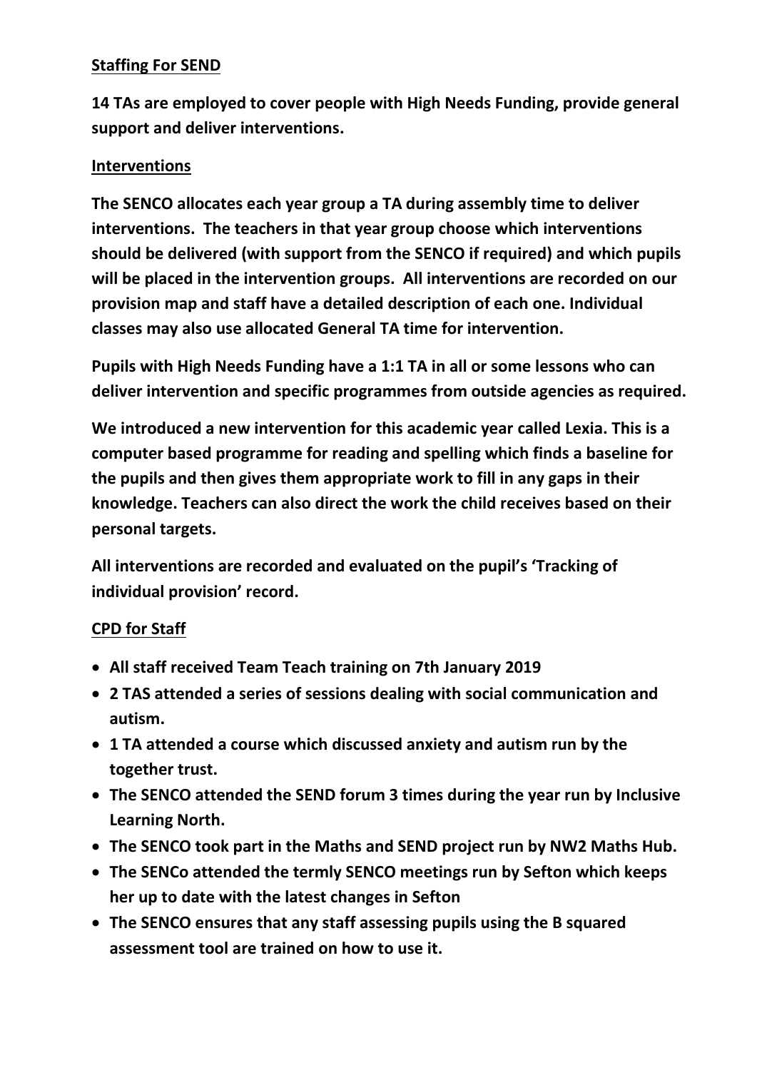## Staffing For SEND

**14 TAs are employed to cover people with High Needs Funding, provide general support and deliver interventions.**

## Interventions

**The SENCO allocates each year group a TA during assembly time to deliver interventions. The teachers in that year group choose which interventions should be delivered (with support from the SENCO if required) and which pupils will be placed in the intervention groups. All interventions are recorded on our provision map and staff have a detailed description of each one. Individual classes may also use allocated General TA time for intervention.**

**Pupils with High Needs Funding have a 1:1 TA in all or some lessons who can deliver intervention and specific programmes from outside agencies as required.**

**We introduced a new intervention for this academic year called Lexia. This is a computer based programme for reading and spelling which finds a baseline for the pupils and then gives them appropriate work to fill in any gaps in their knowledge. Teachers can also direct the work the child receives based on their personal targets.**

**All interventions are recorded and evaluated on the pupil's 'Tracking of individual provision' record.**

## CPD for Staff

- **All staff received Team Teach training on 7th January 2019**
- **2 TAS attended a series of sessions dealing with social communication and autism.**
- **1 TA attended a course which discussed anxiety and autism run by the together trust.**
- **The SENCO attended the SEND forum 3 times during the year run by Inclusive Learning North.**
- **The SENCO took part in the Maths and SEND project run by NW2 Maths Hub.**
- **The SENCo attended the termly SENCO meetings run by Sefton which keeps her up to date with the latest changes in Sefton**
- **The SENCO ensures that any staff assessing pupils using the B squared assessment tool are trained on how to use it.**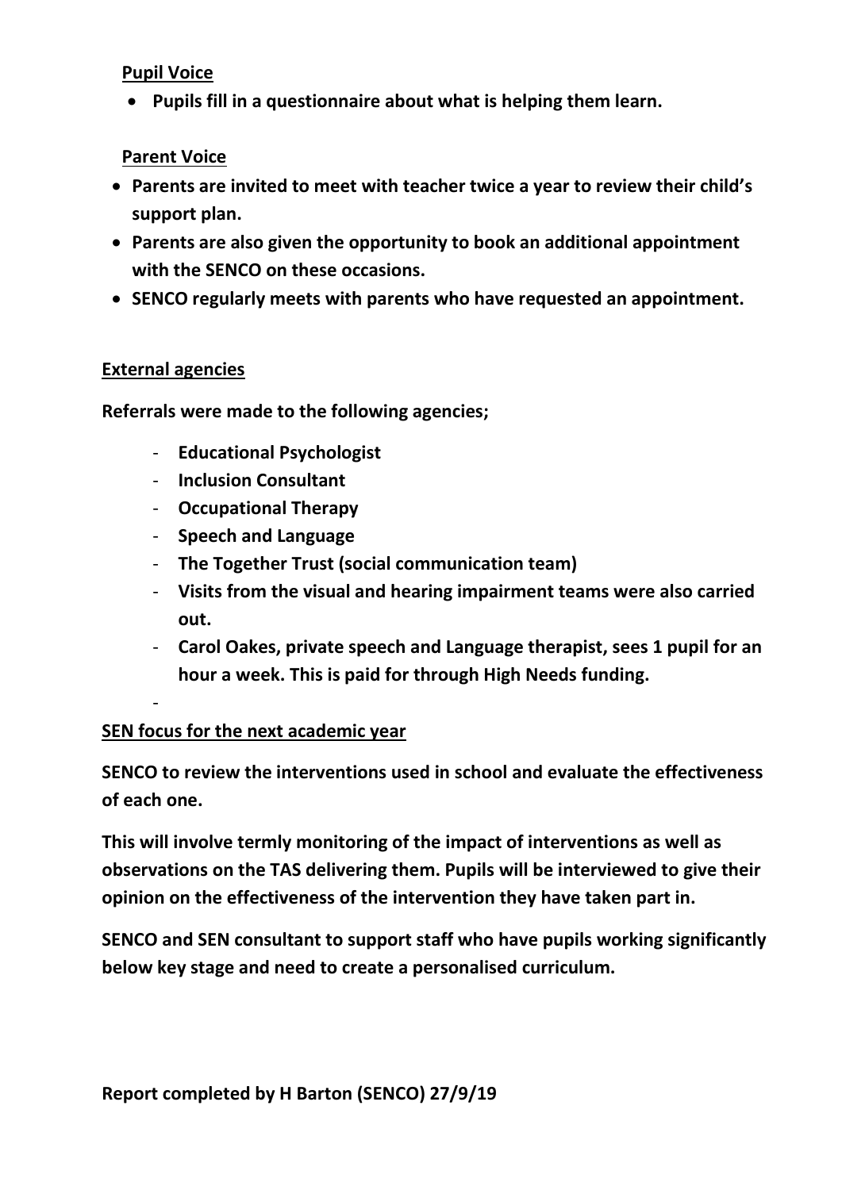**Pupil Voice**

- **Pupils fill in a questionnaire about what is helping them learn.**

**Parent Voice**

- **Parents are invited to meet with teacher twice a year to review their child's support plan.**
- **Parents are also given the opportunity to book an additional appointment with the SENCO on these occasions.**
- **SENCO regularly meets with parents who have requested an appointment.**

**External agencies**

**Referrals were made to the following agencies;**

- **Educational Psychologist**
- **Inclusion Consultant**
- **Occupational Therapy**
- **Speech and Language**
- **The Together Trust (social communication team)**
- **Visits from the visual and hearing impairment teams were also carried out.**
- **Carol Oakes, private speech and Language therapist, sees 1 pupil for an hour a week. This is paid for through High Needs funding.**

**SEN focus for the next academic year**

**SENCO to review the interventions used in school and evaluate the effectiveness of each one.**

**This will involve termly monitoring of the impact of interventions as well as observations on the TAS delivering them. Pupils will be interviewed to give their opinion on the effectiveness of the intervention they have taken part in.**

**SENCO and SEN consultant to support staff who have pupils working significantly below key stage and need to create a personalised curriculum.**

**Report completed by H Barton (SENCO) 27/9/19**